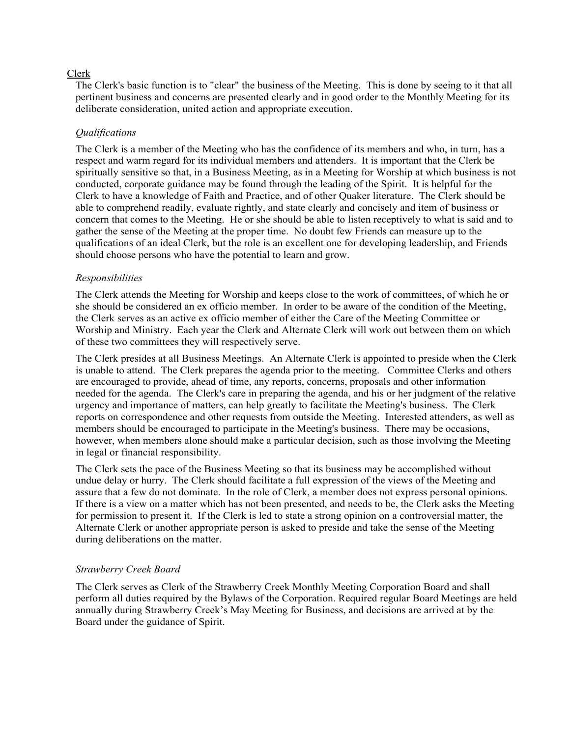## Clerk

The Clerk's basic function is to "clear" the business of the Meeting. This is done by seeing to it that all pertinent business and concerns are presented clearly and in good order to the Monthly Meeting for its deliberate consideration, united action and appropriate execution.

### *Qualifications*

The Clerk is a member of the Meeting who has the confidence of its members and who, in turn, has a respect and warm regard for its individual members and attenders. It is important that the Clerk be spiritually sensitive so that, in a Business Meeting, as in a Meeting for Worship at which business is not conducted, corporate guidance may be found through the leading of the Spirit. It is helpful for the Clerk to have a knowledge of Faith and Practice, and of other Quaker literature. The Clerk should be able to comprehend readily, evaluate rightly, and state clearly and concisely and item of business or concern that comes to the Meeting. He or she should be able to listen receptively to what is said and to gather the sense of the Meeting at the proper time. No doubt few Friends can measure up to the qualifications of an ideal Clerk, but the role is an excellent one for developing leadership, and Friends should choose persons who have the potential to learn and grow.

### *Responsibilities*

The Clerk attends the Meeting for Worship and keeps close to the work of committees, of which he or she should be considered an ex officio member. In order to be aware of the condition of the Meeting, the Clerk serves as an active ex officio member of either the Care of the Meeting Committee or Worship and Ministry. Each year the Clerk and Alternate Clerk will work out between them on which of these two committees they will respectively serve.

The Clerk presides at all Business Meetings. An Alternate Clerk is appointed to preside when the Clerk is unable to attend. The Clerk prepares the agenda prior to the meeting. Committee Clerks and others are encouraged to provide, ahead of time, any reports, concerns, proposals and other information needed for the agenda. The Clerk's care in preparing the agenda, and his or her judgment of the relative urgency and importance of matters, can help greatly to facilitate the Meeting's business. The Clerk reports on correspondence and other requests from outside the Meeting. Interested attenders, as well as members should be encouraged to participate in the Meeting's business. There may be occasions, however, when members alone should make a particular decision, such as those involving the Meeting in legal or financial responsibility.

The Clerk sets the pace of the Business Meeting so that its business may be accomplished without undue delay or hurry. The Clerk should facilitate a full expression of the views of the Meeting and assure that a few do not dominate. In the role of Clerk, a member does not express personal opinions. If there is a view on a matter which has not been presented, and needs to be, the Clerk asks the Meeting for permission to present it. If the Clerk is led to state a strong opinion on a controversial matter, the Alternate Clerk or another appropriate person is asked to preside and take the sense of the Meeting during deliberations on the matter.

### *Strawberry Creek Board*

The Clerk serves as Clerk of the Strawberry Creek Monthly Meeting Corporation Board and shall perform all duties required by the Bylaws of the Corporation. Required regular Board Meetings are held annually during Strawberry Creek's May Meeting for Business, and decisions are arrived at by the Board under the guidance of Spirit.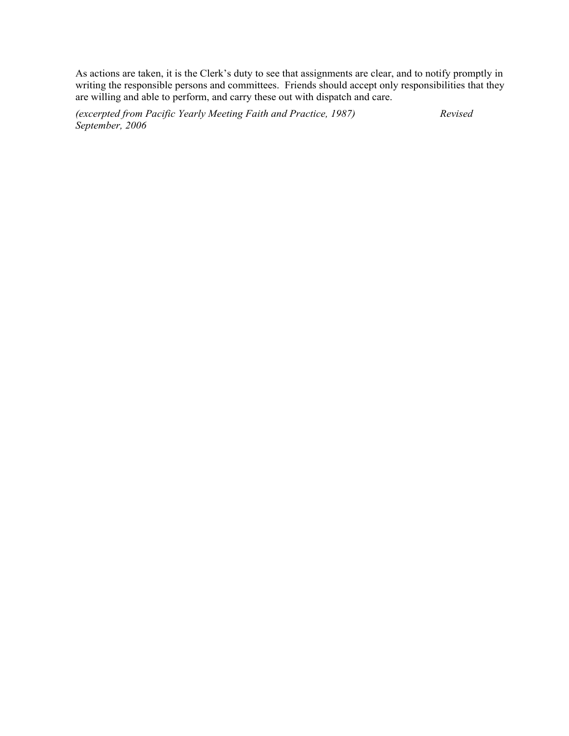As actions are taken, it is the Clerk's duty to see that assignments are clear, and to notify promptly in writing the responsible persons and committees. Friends should accept only responsibilities that they are willing and able to perform, and carry these out with dispatch and care.

*(excerpted from Pacific Yearly Meeting Faith and Practice, 1987)* *Revised September, 2006*